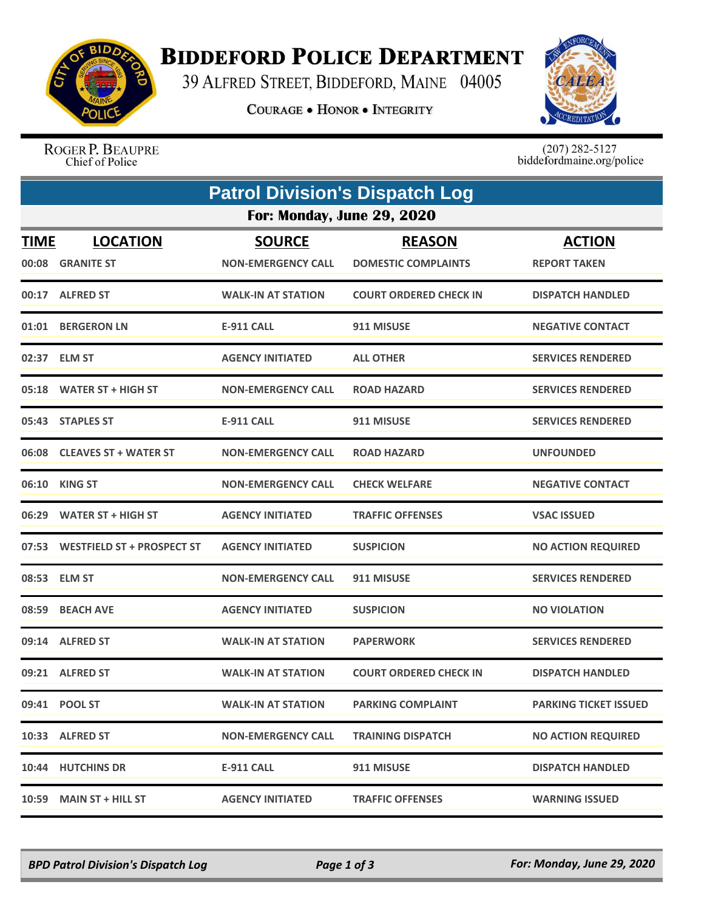# BIDDEFORD POLICE DEPARTMENT

39 ALFRED STREET, BIDDEFORD, MAINE 04005

COURAGE • HONOR • INTEGRITY

ROGER P. BEAUPRE
Chief of Police

(207) 282-5127
biddefordmaine.org/police

## Patrol Division's Dispatch Log

### For: Monday, June 29, 2020

| TIME | LOCATION | SOURCE | REASON | ACTION |
|---|---|---|---|---|
| 00:08 | GRANITE ST | NON-EMERGENCY CALL | DOMESTIC COMPLAINTS | REPORT TAKEN |
| 00:17 | ALFRED ST | WALK-IN AT STATION | COURT ORDERED CHECK IN | DISPATCH HANDLED |
| 01:01 | BERGERON LN | E-911 CALL | 911 MISUSE | NEGATIVE CONTACT |
| 02:37 | ELM ST | AGENCY INITIATED | ALL OTHER | SERVICES RENDERED |
| 05:18 | WATER ST + HIGH ST | NON-EMERGENCY CALL | ROAD HAZARD | SERVICES RENDERED |
| 05:43 | STAPLES ST | E-911 CALL | 911 MISUSE | SERVICES RENDERED |
| 06:08 | CLEAVES ST + WATER ST | NON-EMERGENCY CALL | ROAD HAZARD | UNFOUNDED |
| 06:10 | KING ST | NON-EMERGENCY CALL | CHECK WELFARE | NEGATIVE CONTACT |
| 06:29 | WATER ST + HIGH ST | AGENCY INITIATED | TRAFFIC OFFENSES | VSAC ISSUED |
| 07:53 | WESTFIELD ST + PROSPECT ST | AGENCY INITIATED | SUSPICION | NO ACTION REQUIRED |
| 08:53 | ELM ST | NON-EMERGENCY CALL | 911 MISUSE | SERVICES RENDERED |
| 08:59 | BEACH AVE | AGENCY INITIATED | SUSPICION | NO VIOLATION |
| 09:14 | ALFRED ST | WALK-IN AT STATION | PAPERWORK | SERVICES RENDERED |
| 09:21 | ALFRED ST | WALK-IN AT STATION | COURT ORDERED CHECK IN | DISPATCH HANDLED |
| 09:41 | POOL ST | WALK-IN AT STATION | PARKING COMPLAINT | PARKING TICKET ISSUED |
| 10:33 | ALFRED ST | NON-EMERGENCY CALL | TRAINING DISPATCH | NO ACTION REQUIRED |
| 10:44 | HUTCHINS DR | E-911 CALL | 911 MISUSE | DISPATCH HANDLED |
| 10:59 | MAIN ST + HILL ST | AGENCY INITIATED | TRAFFIC OFFENSES | WARNING ISSUED |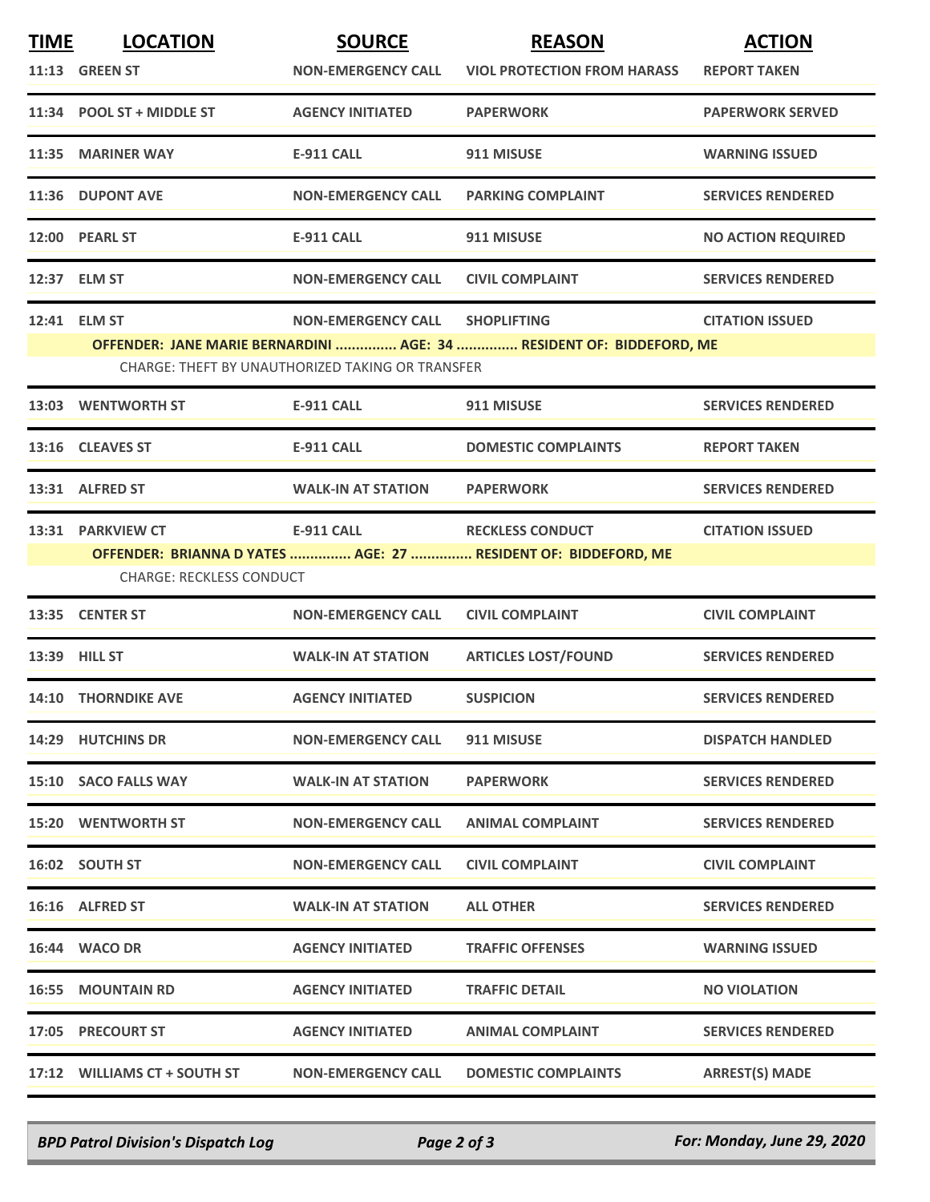| TIME | LOCATION | SOURCE | REASON | ACTION |
|---|---|---|---|---|
| 11:13 | GREEN ST | NON-EMERGENCY CALL | VIOL PROTECTION FROM HARASS | REPORT TAKEN |
| 11:34 | POOL ST + MIDDLE ST | AGENCY INITIATED | PAPERWORK | PAPERWORK SERVED |
| 11:35 | MARINER WAY | E-911 CALL | 911 MISUSE | WARNING ISSUED |
| 11:36 | DUPONT AVE | NON-EMERGENCY CALL | PARKING COMPLAINT | SERVICES RENDERED |
| 12:00 | PEARL ST | E-911 CALL | 911 MISUSE | NO ACTION REQUIRED |
| 12:37 | ELM ST | NON-EMERGENCY CALL | CIVIL COMPLAINT | SERVICES RENDERED |
| 12:41 | ELM ST | NON-EMERGENCY CALL | SHOPLIFTING | CITATION ISSUED |
| | **OFFENDER: JANE MARIE BERNARDINI ............... AGE: 34 ............... RESIDENT OF: BIDDEFORD, ME** | | | |
| | CHARGE: THEFT BY UNAUTHORIZED TAKING OR TRANSFER | | | |
| 13:03 | WENTWORTH ST | E-911 CALL | 911 MISUSE | SERVICES RENDERED |
| 13:16 | CLEAVES ST | E-911 CALL | DOMESTIC COMPLAINTS | REPORT TAKEN |
| 13:31 | ALFRED ST | WALK-IN AT STATION | PAPERWORK | SERVICES RENDERED |
| 13:31 | PARKVIEW CT | E-911 CALL | RECKLESS CONDUCT | CITATION ISSUED |
| | **OFFENDER: BRIANNA D YATES ............... AGE: 27 ............... RESIDENT OF: BIDDEFORD, ME** | | | |
| | CHARGE: RECKLESS CONDUCT | | | |
| 13:35 | CENTER ST | NON-EMERGENCY CALL | CIVIL COMPLAINT | CIVIL COMPLAINT |
| 13:39 | HILL ST | WALK-IN AT STATION | ARTICLES LOST/FOUND | SERVICES RENDERED |
| 14:10 | THORNDIKE AVE | AGENCY INITIATED | SUSPICION | SERVICES RENDERED |
| 14:29 | HUTCHINS DR | NON-EMERGENCY CALL | 911 MISUSE | DISPATCH HANDLED |
| 15:10 | SACO FALLS WAY | WALK-IN AT STATION | PAPERWORK | SERVICES RENDERED |
| 15:20 | WENTWORTH ST | NON-EMERGENCY CALL | ANIMAL COMPLAINT | SERVICES RENDERED |
| 16:02 | SOUTH ST | NON-EMERGENCY CALL | CIVIL COMPLAINT | CIVIL COMPLAINT |
| 16:16 | ALFRED ST | WALK-IN AT STATION | ALL OTHER | SERVICES RENDERED |
| 16:44 | WACO DR | AGENCY INITIATED | TRAFFIC OFFENSES | WARNING ISSUED |
| 16:55 | MOUNTAIN RD | AGENCY INITIATED | TRAFFIC DETAIL | NO VIOLATION |
| 17:05 | PRECOURT ST | AGENCY INITIATED | ANIMAL COMPLAINT | SERVICES RENDERED |
| 17:12 | WILLIAMS CT + SOUTH ST | NON-EMERGENCY CALL | DOMESTIC COMPLAINTS | ARREST(S) MADE |

*BPD Patrol Division's Dispatch Log* — *For: Monday, June 29, 2020*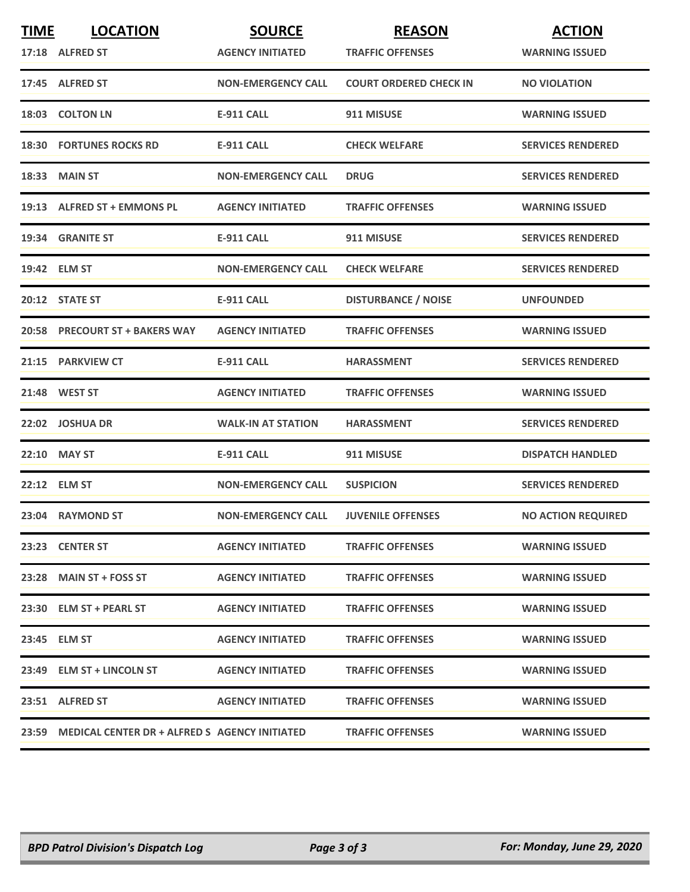| TIME | LOCATION | SOURCE | REASON | ACTION |
|---|---|---|---|---|
| 17:18 | ALFRED ST | AGENCY INITIATED | TRAFFIC OFFENSES | WARNING ISSUED |
| 17:45 | ALFRED ST | NON-EMERGENCY CALL | COURT ORDERED CHECK IN | NO VIOLATION |
| 18:03 | COLTON LN | E-911 CALL | 911 MISUSE | WARNING ISSUED |
| 18:30 | FORTUNES ROCKS RD | E-911 CALL | CHECK WELFARE | SERVICES RENDERED |
| 18:33 | MAIN ST | NON-EMERGENCY CALL | DRUG | SERVICES RENDERED |
| 19:13 | ALFRED ST + EMMONS PL | AGENCY INITIATED | TRAFFIC OFFENSES | WARNING ISSUED |
| 19:34 | GRANITE ST | E-911 CALL | 911 MISUSE | SERVICES RENDERED |
| 19:42 | ELM ST | NON-EMERGENCY CALL | CHECK WELFARE | SERVICES RENDERED |
| 20:12 | STATE ST | E-911 CALL | DISTURBANCE / NOISE | UNFOUNDED |
| 20:58 | PRECOURT ST + BAKERS WAY | AGENCY INITIATED | TRAFFIC OFFENSES | WARNING ISSUED |
| 21:15 | PARKVIEW CT | E-911 CALL | HARASSMENT | SERVICES RENDERED |
| 21:48 | WEST ST | AGENCY INITIATED | TRAFFIC OFFENSES | WARNING ISSUED |
| 22:02 | JOSHUA DR | WALK-IN AT STATION | HARASSMENT | SERVICES RENDERED |
| 22:10 | MAY ST | E-911 CALL | 911 MISUSE | DISPATCH HANDLED |
| 22:12 | ELM ST | NON-EMERGENCY CALL | SUSPICION | SERVICES RENDERED |
| 23:04 | RAYMOND ST | NON-EMERGENCY CALL | JUVENILE OFFENSES | NO ACTION REQUIRED |
| 23:23 | CENTER ST | AGENCY INITIATED | TRAFFIC OFFENSES | WARNING ISSUED |
| 23:28 | MAIN ST + FOSS ST | AGENCY INITIATED | TRAFFIC OFFENSES | WARNING ISSUED |
| 23:30 | ELM ST + PEARL ST | AGENCY INITIATED | TRAFFIC OFFENSES | WARNING ISSUED |
| 23:45 | ELM ST | AGENCY INITIATED | TRAFFIC OFFENSES | WARNING ISSUED |
| 23:49 | ELM ST + LINCOLN ST | AGENCY INITIATED | TRAFFIC OFFENSES | WARNING ISSUED |
| 23:51 | ALFRED ST | AGENCY INITIATED | TRAFFIC OFFENSES | WARNING ISSUED |
| 23:59 | MEDICAL CENTER DR + ALFRED S | AGENCY INITIATED | TRAFFIC OFFENSES | WARNING ISSUED |

*BPD Patrol Division's Dispatch Log* — *For: Monday, June 29, 2020*